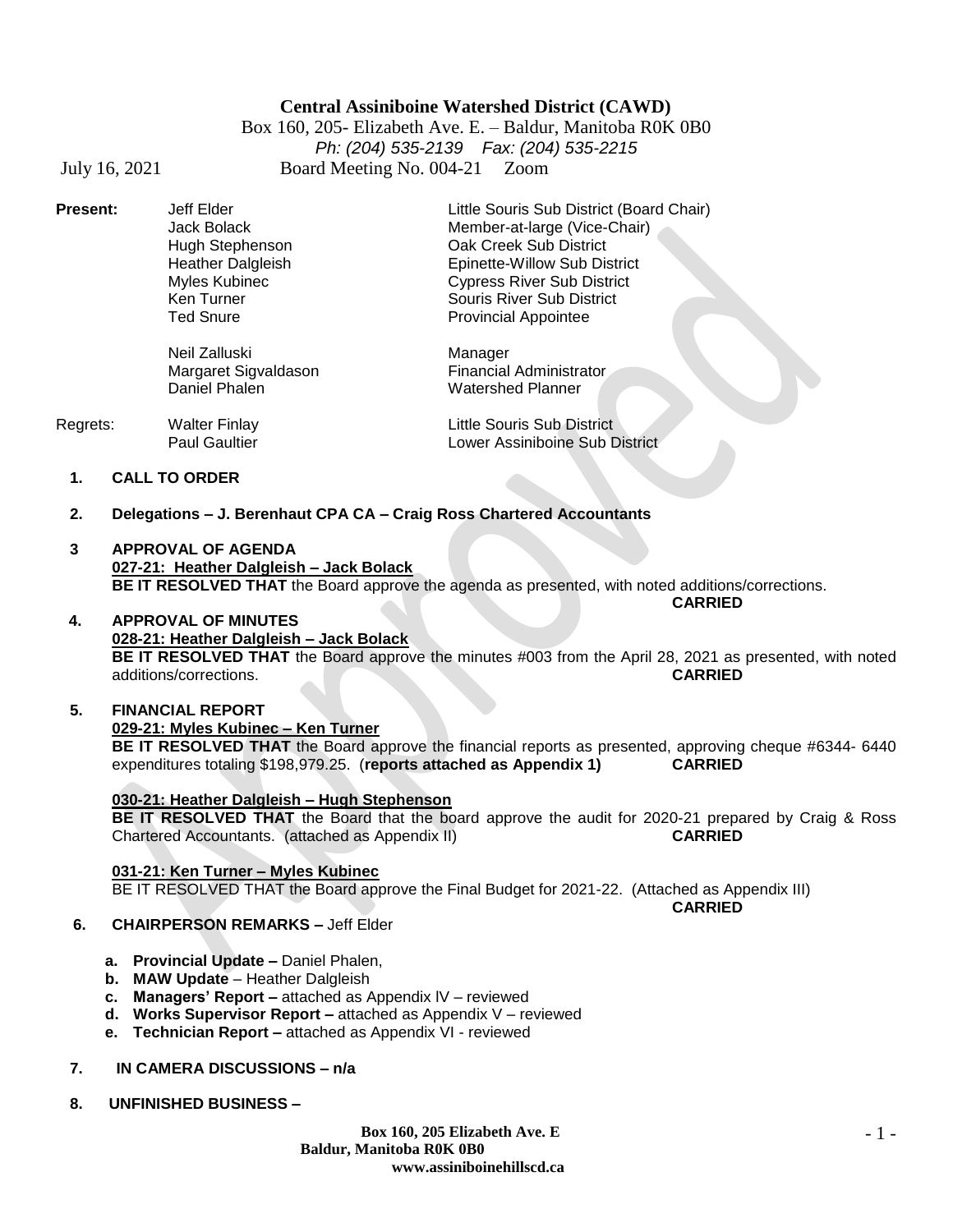# Central Assiniboine Watershed District (CAWD)

Box 160, 205- Elizabeth Ave. E. – Baldur, Manitoba R0K 0B0
*Ph: (204) 535-2139 Fax: (204) 535-2215*

July 16, 2021 Board Meeting No. 004-21 Zoom

| | | |
|---|---|---|
| **Present:** | Jeff Elder | Little Souris Sub District (Board Chair) |
| | Jack Bolack | Member-at-large (Vice-Chair) |
| | Hugh Stephenson | Oak Creek Sub District |
| | Heather Dalgleish | Epinette-Willow Sub District |
| | Myles Kubinec | Cypress River Sub District |
| | Ken Turner | Souris River Sub District |
| | Ted Snure | Provincial Appointee |
| | Neil Zalluski | Manager |
| | Margaret Sigvaldason | Financial Administrator |
| | Daniel Phalen | Watershed Planner |
| Regrets: | Walter Finlay | Little Souris Sub District |
| | Paul Gaultier | Lower Assiniboine Sub District |

1. **CALL TO ORDER**

2. **Delegations – J. Berenhaut CPA CA – Craig Ross Chartered Accountants**

3 **APPROVAL OF AGENDA**
**027-21: Heather Dalgleish – Jack Bolack**
**BE IT RESOLVED THAT** the Board approve the agenda as presented, with noted additions/corrections.
**CARRIED**

4. **APPROVAL OF MINUTES**
**028-21: Heather Dalgleish – Jack Bolack**
**BE IT RESOLVED THAT** the Board approve the minutes #003 from the April 28, 2021 as presented, with noted additions/corrections. **CARRIED**

5. **FINANCIAL REPORT**
**029-21: Myles Kubinec – Ken Turner**
**BE IT RESOLVED THAT** the Board approve the financial reports as presented, approving cheque #6344- 6440 expenditures totaling $198,979.25. (**reports attached as Appendix 1)** **CARRIED**

**030-21: Heather Dalgleish – Hugh Stephenson**
**BE IT RESOLVED THAT** the Board that the board approve the audit for 2020-21 prepared by Craig & Ross Chartered Accountants. (attached as Appendix II) **CARRIED**

**031-21: Ken Turner – Myles Kubinec**
BE IT RESOLVED THAT the Board approve the Final Budget for 2021-22. (Attached as Appendix III)
**CARRIED**

6. **CHAIRPERSON REMARKS –** Jeff Elder
   a. **Provincial Update –** Daniel Phalen,
   b. **MAW Update** – Heather Dalgleish
   c. **Managers' Report –** attached as Appendix lV – reviewed
   d. **Works Supervisor Report –** attached as Appendix V – reviewed
   e. **Technician Report –** attached as Appendix VI - reviewed

7. **IN CAMERA DISCUSSIONS – n/a**

8. **UNFINISHED BUSINESS –**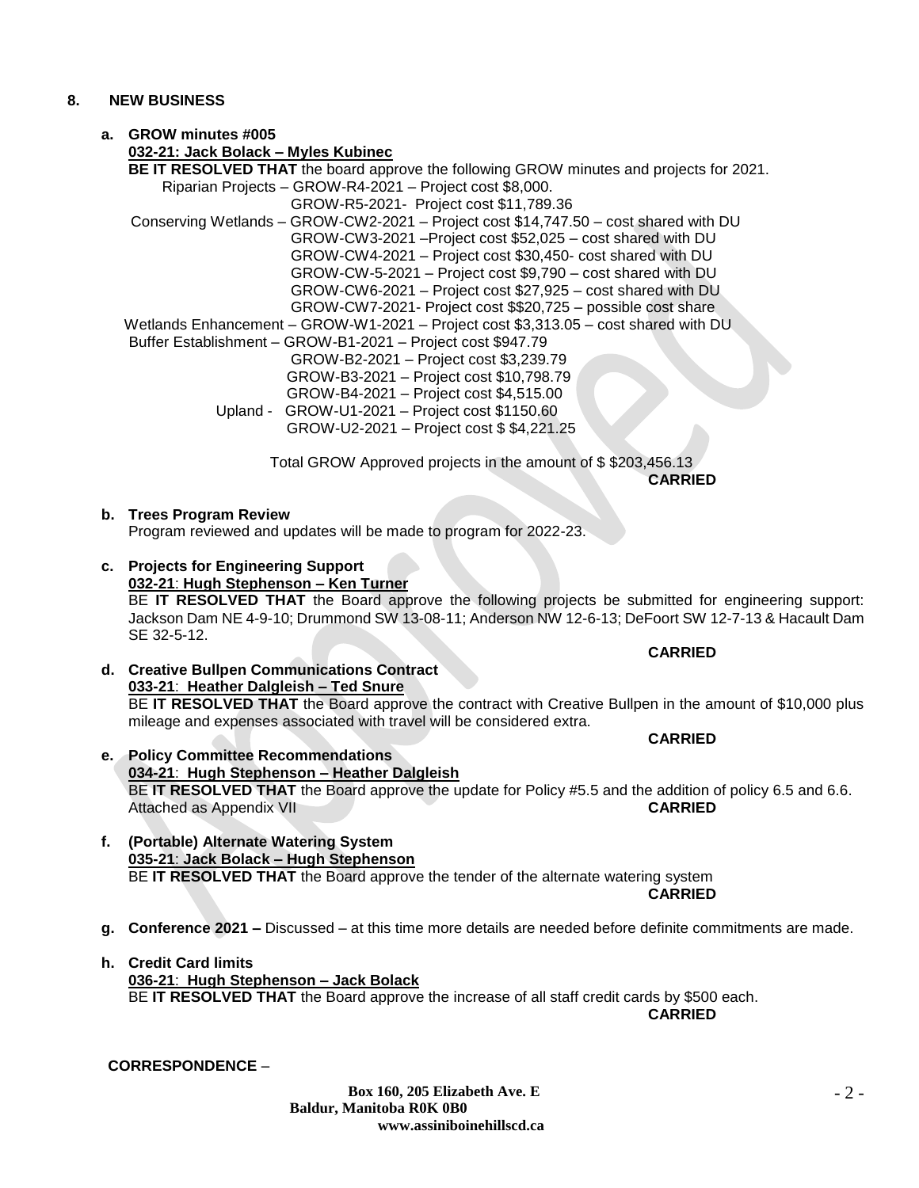## 8. NEW BUSINESS

**a. GROW minutes #005**

**032-21: Jack Bolack – Myles Kubinec**

**BE IT RESOLVED THAT** the board approve the following GROW minutes and projects for 2021.

Riparian Projects – GROW-R4-2021 – Project cost $8,000.
GROW-R5-2021- Project cost $11,789.36

Conserving Wetlands – GROW-CW2-2021 – Project cost $14,747.50 – cost shared with DU
GROW-CW3-2021 –Project cost $52,025 – cost shared with DU
GROW-CW4-2021 – Project cost $30,450- cost shared with DU
GROW-CW-5-2021 – Project cost $9,790 – cost shared with DU
GROW-CW6-2021 – Project cost $27,925 – cost shared with DU
GROW-CW7-2021- Project cost $$20,725 – possible cost share

Wetlands Enhancement – GROW-W1-2021 – Project cost $3,313.05 – cost shared with DU

Buffer Establishment – GROW-B1-2021 – Project cost $947.79
GROW-B2-2021 – Project cost $3,239.79
GROW-B3-2021 – Project cost $10,798.79
GROW-B4-2021 – Project cost $4,515.00

Upland - GROW-U1-2021 – Project cost $1150.60
GROW-U2-2021 – Project cost $ $4,221.25

Total GROW Approved projects in the amount of $ $203,456.13

**CARRIED**

**b. Trees Program Review**

Program reviewed and updates will be made to program for 2022-23.

**c. Projects for Engineering Support**

**032-21: Hugh Stephenson – Ken Turner**

BE **IT RESOLVED THAT** the Board approve the following projects be submitted for engineering support: Jackson Dam NE 4-9-10; Drummond SW 13-08-11; Anderson NW 12-6-13; DeFoort SW 12-7-13 & Hacault Dam SE 32-5-12.

**CARRIED**

**d. Creative Bullpen Communications Contract**

**033-21: Heather Dalgleish – Ted Snure**

BE **IT RESOLVED THAT** the Board approve the contract with Creative Bullpen in the amount of $10,000 plus mileage and expenses associated with travel will be considered extra.

**CARRIED**

**e. Policy Committee Recommendations**

**034-21: Hugh Stephenson – Heather Dalgleish**

BE **IT RESOLVED THAT** the Board approve the update for Policy #5.5 and the addition of policy 6.5 and 6.6. Attached as Appendix VII

**CARRIED**

**f. (Portable) Alternate Watering System**

**035-21: Jack Bolack – Hugh Stephenson**

BE **IT RESOLVED THAT** the Board approve the tender of the alternate watering system

**CARRIED**

**g. Conference 2021 –** Discussed – at this time more details are needed before definite commitments are made.

**h. Credit Card limits**

**036-21: Hugh Stephenson – Jack Bolack**

BE **IT RESOLVED THAT** the Board approve the increase of all staff credit cards by $500 each.

**CARRIED**

**CORRESPONDENCE** –

**Box 160, 205 Elizabeth Ave. E**
**Baldur, Manitoba R0K 0B0**
**www.assiniboinehillscd.ca**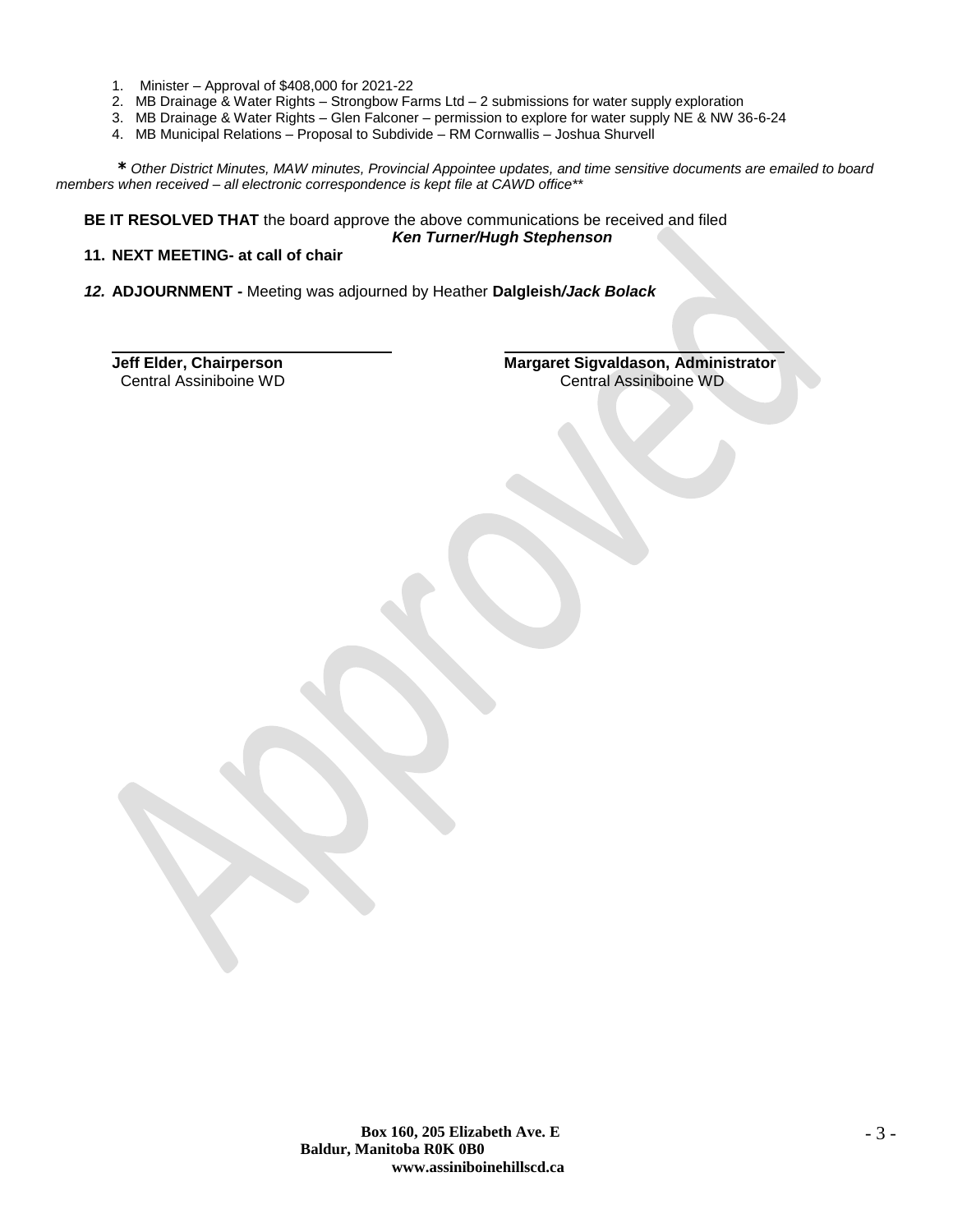1. Minister – Approval of $408,000 for 2021-22
2. MB Drainage & Water Rights – Strongbow Farms Ltd – 2 submissions for water supply exploration
3. MB Drainage & Water Rights – Glen Falconer – permission to explore for water supply NE & NW 36-6-24
4. MB Municipal Relations – Proposal to Subdivide – RM Cornwallis – Joshua Shurvell

*** *Other District Minutes, MAW minutes, Provincial Appointee updates, and time sensitive documents are emailed to board members when received – all electronic correspondence is kept file at CAWD office*****

**BE IT RESOLVED THAT** the board approve the above communications be received and filed
***Ken Turner/Hugh Stephenson***

**11. NEXT MEETING- at call of chair**

***12.* ADJOURNMENT -** Meeting was adjourned by Heather **Dalgleish/*Jack Bolack***

**Jeff Elder, Chairperson**
Central Assiniboine WD

**Margaret Sigvaldason, Administrator**
Central Assiniboine WD

**Box 160, 205 Elizabeth Ave. E**
**Baldur, Manitoba R0K 0B0**
**www.assiniboinehillscd.ca**